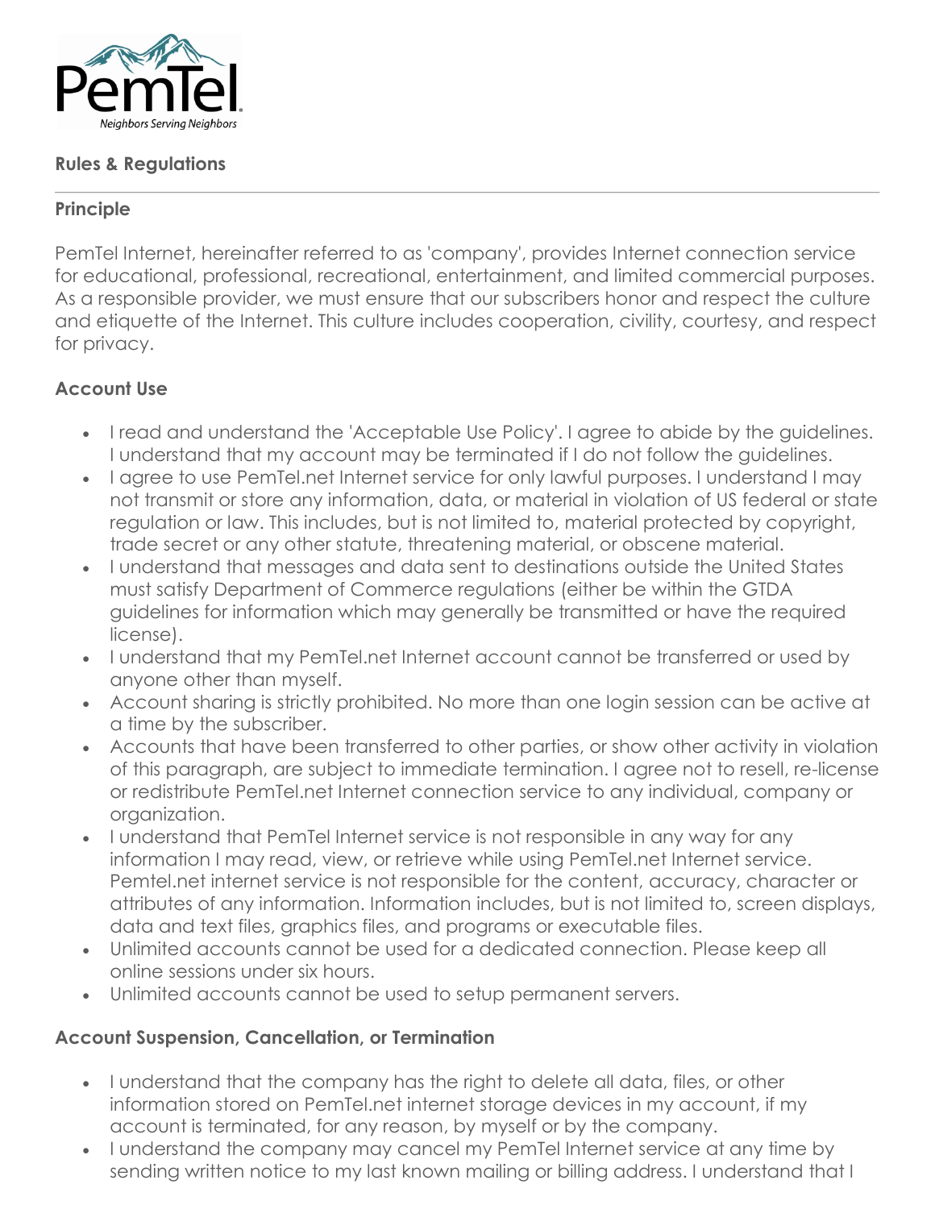PemTel

*Neighbors Serving Neighbors*

## Rules & Regulations

---

### Principle

PemTel Internet, hereinafter referred to as 'company', provides Internet connection service for educational, professional, recreational, entertainment, and limited commercial purposes. As a responsible provider, we must ensure that our subscribers honor and respect the culture and etiquette of the Internet. This culture includes cooperation, civility, courtesy, and respect for privacy.

### Account Use

- I read and understand the 'Acceptable Use Policy'. I agree to abide by the guidelines. I understand that my account may be terminated if I do not follow the guidelines.
- I agree to use PemTel.net Internet service for only lawful purposes. I understand I may not transmit or store any information, data, or material in violation of US federal or state regulation or law. This includes, but is not limited to, material protected by copyright, trade secret or any other statute, threatening material, or obscene material.
- I understand that messages and data sent to destinations outside the United States must satisfy Department of Commerce regulations (either be within the GTDA guidelines for information which may generally be transmitted or have the required license).
- I understand that my PemTel.net Internet account cannot be transferred or used by anyone other than myself.
- Account sharing is strictly prohibited. No more than one login session can be active at a time by the subscriber.
- Accounts that have been transferred to other parties, or show other activity in violation of this paragraph, are subject to immediate termination. I agree not to resell, re-license or redistribute PemTel.net Internet connection service to any individual, company or organization.
- I understand that PemTel Internet service is not responsible in any way for any information I may read, view, or retrieve while using PemTel.net Internet service. Pemtel.net internet service is not responsible for the content, accuracy, character or attributes of any information. Information includes, but is not limited to, screen displays, data and text files, graphics files, and programs or executable files.
- Unlimited accounts cannot be used for a dedicated connection. Please keep all online sessions under six hours.
- Unlimited accounts cannot be used to setup permanent servers.

### Account Suspension, Cancellation, or Termination

- I understand that the company has the right to delete all data, files, or other information stored on PemTel.net internet storage devices in my account, if my account is terminated, for any reason, by myself or by the company.
- I understand the company may cancel my PemTel Internet service at any time by sending written notice to my last known mailing or billing address. I understand that I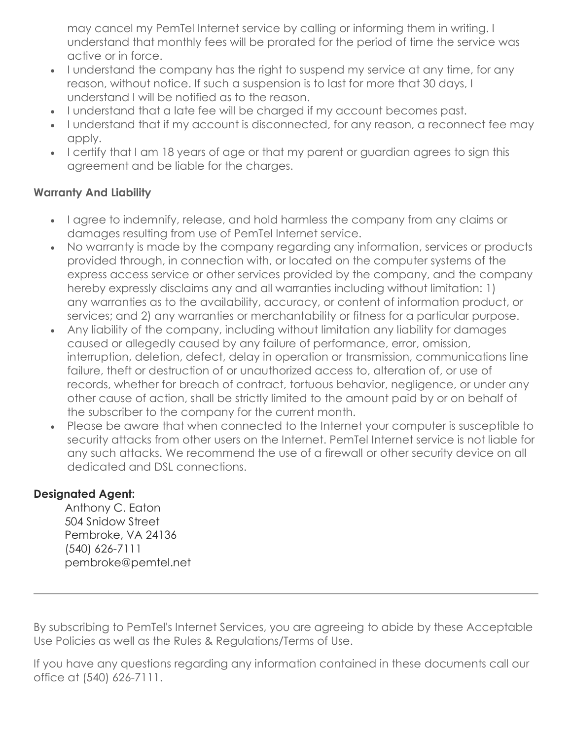may cancel my PemTel Internet service by calling or informing them in writing. I understand that monthly fees will be prorated for the period of time the service was active or in force.

- I understand the company has the right to suspend my service at any time, for any reason, without notice. If such a suspension is to last for more that 30 days, I understand I will be notified as to the reason.
- I understand that a late fee will be charged if my account becomes past.
- I understand that if my account is disconnected, for any reason, a reconnect fee may apply.
- I certify that I am 18 years of age or that my parent or guardian agrees to sign this agreement and be liable for the charges.

**Warranty And Liability**

- I agree to indemnify, release, and hold harmless the company from any claims or damages resulting from use of PemTel Internet service.
- No warranty is made by the company regarding any information, services or products provided through, in connection with, or located on the computer systems of the express access service or other services provided by the company, and the company hereby expressly disclaims any and all warranties including without limitation: 1) any warranties as to the availability, accuracy, or content of information product, or services; and 2) any warranties or merchantability or fitness for a particular purpose.
- Any liability of the company, including without limitation any liability for damages caused or allegedly caused by any failure of performance, error, omission, interruption, deletion, defect, delay in operation or transmission, communications line failure, theft or destruction of or unauthorized access to, alteration of, or use of records, whether for breach of contract, tortuous behavior, negligence, or under any other cause of action, shall be strictly limited to the amount paid by or on behalf of the subscriber to the company for the current month.
- Please be aware that when connected to the Internet your computer is susceptible to security attacks from other users on the Internet. PemTel Internet service is not liable for any such attacks. We recommend the use of a firewall or other security device on all dedicated and DSL connections.

**Designated Agent:**

Anthony C. Eaton
504 Snidow Street
Pembroke, VA 24136
(540) 626-7111
pembroke@pemtel.net

---

By subscribing to PemTel's Internet Services, you are agreeing to abide by these Acceptable Use Policies as well as the Rules & Regulations/Terms of Use.

If you have any questions regarding any information contained in these documents call our office at (540) 626-7111.